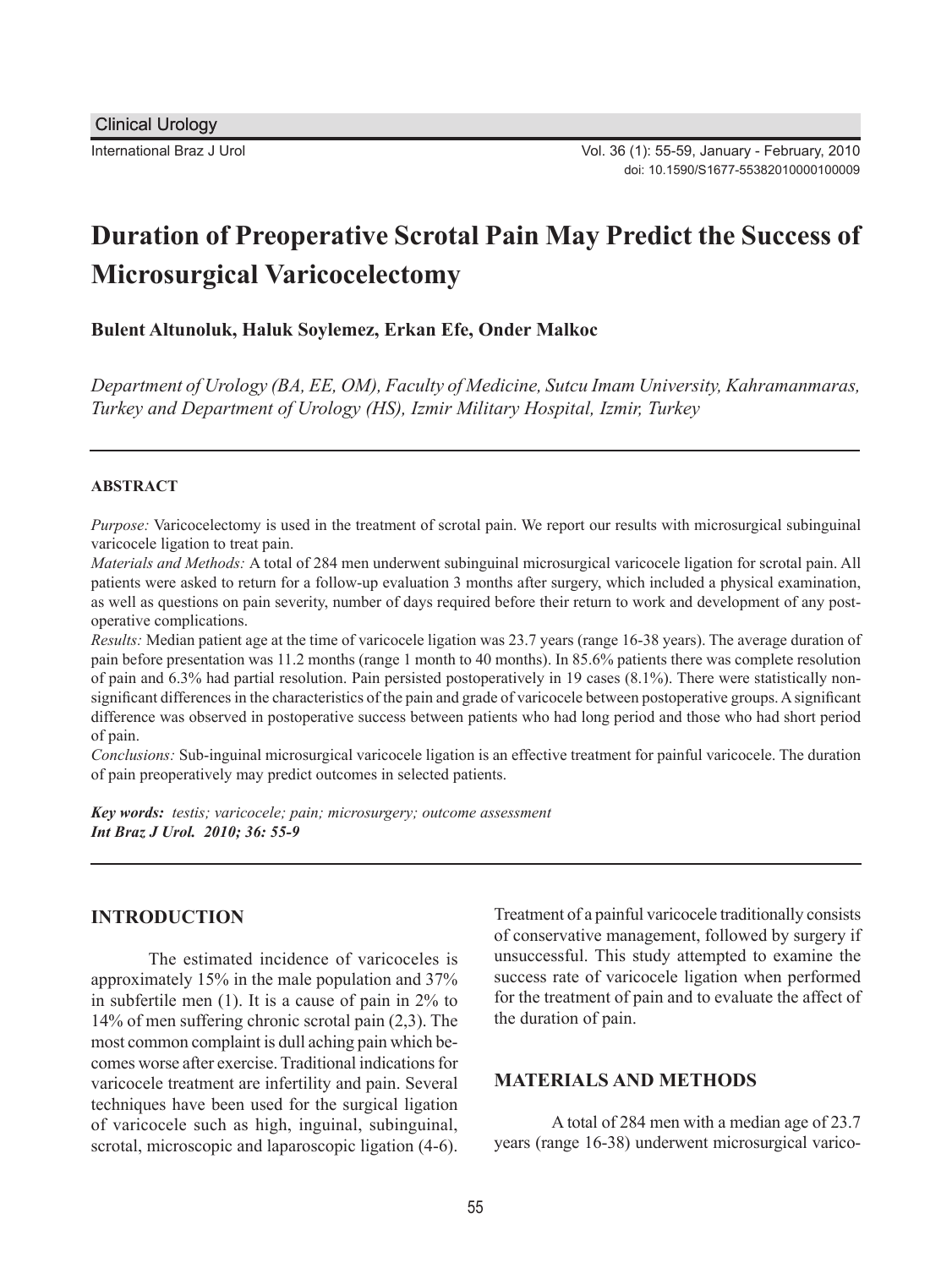Clinical Urology

# Duration of Preoperative Scrotal Pain May Predict the Success of Microsurgical Varicocelectomy

**Bulent Altunoluk, Haluk Soylemez, Erkan Efe, Onder Malkoc**

*Department of Urology (BA, EE, OM), Faculty of Medicine, Sutcu Imam University, Kahramanmaras, Turkey and Department of Urology (HS), Izmir Military Hospital, Izmir, Turkey*

---

### ABSTRACT

*Purpose:* Varicocelectomy is used in the treatment of scrotal pain. We report our results with microsurgical subinguinal varicocele ligation to treat pain.

*Materials and Methods:* A total of 284 men underwent subinguinal microsurgical varicocele ligation for scrotal pain. All patients were asked to return for a follow-up evaluation 3 months after surgery, which included a physical examination, as well as questions on pain severity, number of days required before their return to work and development of any post-operative complications.

*Results:* Median patient age at the time of varicocele ligation was 23.7 years (range 16-38 years). The average duration of pain before presentation was 11.2 months (range 1 month to 40 months). In 85.6% patients there was complete resolution of pain and 6.3% had partial resolution. Pain persisted postoperatively in 19 cases (8.1%). There were statistically non-significant differences in the characteristics of the pain and grade of varicocele between postoperative groups. A significant difference was observed in postoperative success between patients who had long period and those who had short period of pain.

*Conclusions:* Sub-inguinal microsurgical varicocele ligation is an effective treatment for painful varicocele. The duration of pain preoperatively may predict outcomes in selected patients.

***Key words:*** *testis; varicocele; pain; microsurgery; outcome assessment*
***Int Braz J Urol. 2010; 36: 55-9***

---

## INTRODUCTION

The estimated incidence of varicoceles is approximately 15% in the male population and 37% in subfertile men (1). It is a cause of pain in 2% to 14% of men suffering chronic scrotal pain (2,3). The most common complaint is dull aching pain which becomes worse after exercise. Traditional indications for varicocele treatment are infertility and pain. Several techniques have been used for the surgical ligation of varicocele such as high, inguinal, subinguinal, scrotal, microscopic and laparoscopic ligation (4-6). Treatment of a painful varicocele traditionally consists of conservative management, followed by surgery if unsuccessful. This study attempted to examine the success rate of varicocele ligation when performed for the treatment of pain and to evaluate the affect of the duration of pain.

## MATERIALS AND METHODS

A total of 284 men with a median age of 23.7 years (range 16-38) underwent microsurgical varico-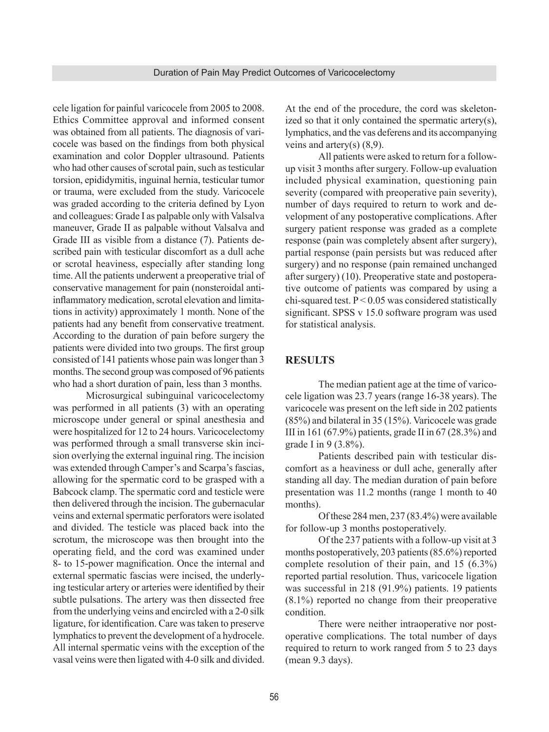cele ligation for painful varicocele from 2005 to 2008. Ethics Committee approval and informed consent was obtained from all patients. The diagnosis of varicocele was based on the findings from both physical examination and color Doppler ultrasound. Patients who had other causes of scrotal pain, such as testicular torsion, epididymitis, inguinal hernia, testicular tumor or trauma, were excluded from the study. Varicocele was graded according to the criteria defined by Lyon and colleagues: Grade I as palpable only with Valsalva maneuver, Grade II as palpable without Valsalva and Grade III as visible from a distance (7). Patients described pain with testicular discomfort as a dull ache or scrotal heaviness, especially after standing long time. All the patients underwent a preoperative trial of conservative management for pain (nonsteroidal anti-inflammatory medication, scrotal elevation and limitations in activity) approximately 1 month. None of the patients had any benefit from conservative treatment. According to the duration of pain before surgery the patients were divided into two groups. The first group consisted of 141 patients whose pain was longer than 3 months. The second group was composed of 96 patients who had a short duration of pain, less than 3 months.

Microsurgical subinguinal varicocelectomy was performed in all patients (3) with an operating microscope under general or spinal anesthesia and were hospitalized for 12 to 24 hours. Varicocelectomy was performed through a small transverse skin incision overlying the external inguinal ring. The incision was extended through Camper's and Scarpa's fascias, allowing for the spermatic cord to be grasped with a Babcock clamp. The spermatic cord and testicle were then delivered through the incision. The gubernacular veins and external spermatic perforators were isolated and divided. The testicle was placed back into the scrotum, the microscope was then brought into the operating field, and the cord was examined under 8- to 15-power magnification. Once the internal and external spermatic fascias were incised, the underlying testicular artery or arteries were identified by their subtle pulsations. The artery was then dissected free from the underlying veins and encircled with a 2-0 silk ligature, for identification. Care was taken to preserve lymphatics to prevent the development of a hydrocele. All internal spermatic veins with the exception of the vasal veins were then ligated with 4-0 silk and divided. At the end of the procedure, the cord was skeletonized so that it only contained the spermatic artery(s), lymphatics, and the vas deferens and its accompanying veins and artery(s) (8,9).

All patients were asked to return for a follow-up visit 3 months after surgery. Follow-up evaluation included physical examination, questioning pain severity (compared with preoperative pain severity), number of days required to return to work and development of any postoperative complications. After surgery patient response was graded as a complete response (pain was completely absent after surgery), partial response (pain persists but was reduced after surgery) and no response (pain remained unchanged after surgery) (10). Preoperative state and postoperative outcome of patients was compared by using a chi-squared test. $P < 0.05$ was considered statistically significant. SPSS v 15.0 software program was used for statistical analysis.

## RESULTS

The median patient age at the time of varicocele ligation was 23.7 years (range 16-38 years). The varicocele was present on the left side in 202 patients (85%) and bilateral in 35 (15%). Varicocele was grade III in 161 (67.9%) patients, grade II in 67 (28.3%) and grade I in 9 (3.8%).

Patients described pain with testicular discomfort as a heaviness or dull ache, generally after standing all day. The median duration of pain before presentation was 11.2 months (range 1 month to 40 months).

Of these 284 men, 237 (83.4%) were available for follow-up 3 months postoperatively.

Of the 237 patients with a follow-up visit at 3 months postoperatively, 203 patients (85.6%) reported complete resolution of their pain, and 15 (6.3%) reported partial resolution. Thus, varicocele ligation was successful in 218 (91.9%) patients. 19 patients (8.1%) reported no change from their preoperative condition.

There were neither intraoperative nor postoperative complications. The total number of days required to return to work ranged from 5 to 23 days (mean 9.3 days).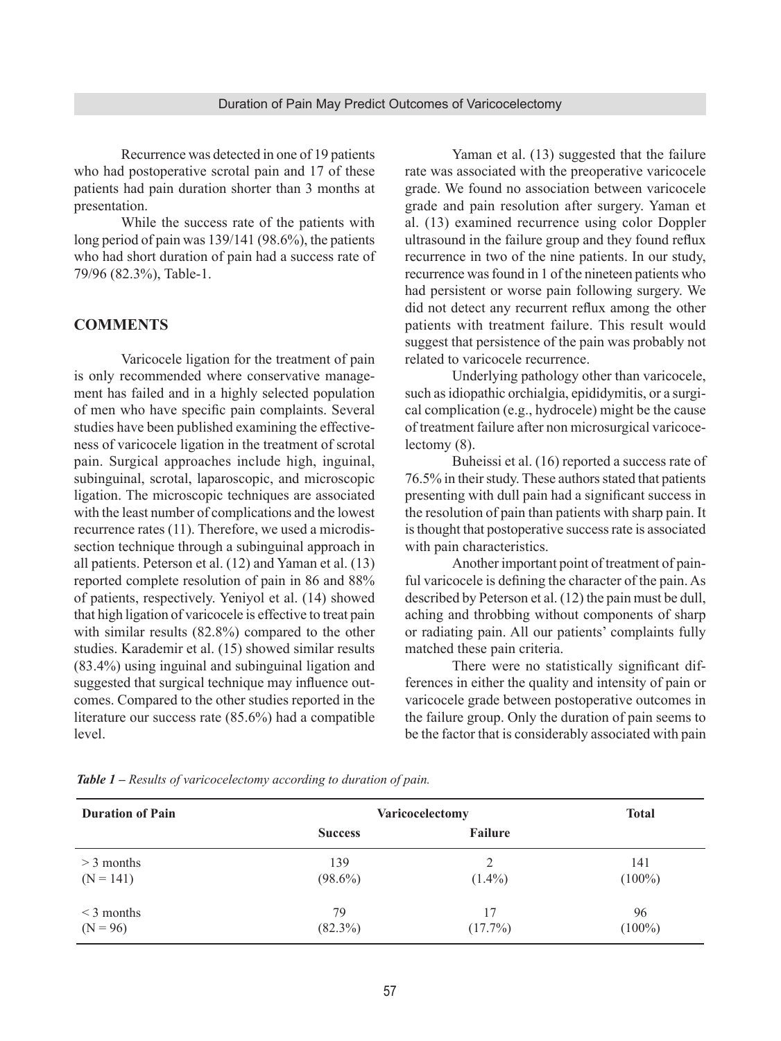Recurrence was detected in one of 19 patients who had postoperative scrotal pain and 17 of these patients had pain duration shorter than 3 months at presentation.

While the success rate of the patients with long period of pain was 139/141 (98.6%), the patients who had short duration of pain had a success rate of 79/96 (82.3%), Table-1.

## COMMENTS

Varicocele ligation for the treatment of pain is only recommended where conservative management has failed and in a highly selected population of men who have specific pain complaints. Several studies have been published examining the effectiveness of varicocele ligation in the treatment of scrotal pain. Surgical approaches include high, inguinal, subinguinal, scrotal, laparoscopic, and microscopic ligation. The microscopic techniques are associated with the least number of complications and the lowest recurrence rates (11). Therefore, we used a microdissection technique through a subinguinal approach in all patients. Peterson et al. (12) and Yaman et al. (13) reported complete resolution of pain in 86 and 88% of patients, respectively. Yeniyol et al. (14) showed that high ligation of varicocele is effective to treat pain with similar results (82.8%) compared to the other studies. Karademir et al. (15) showed similar results (83.4%) using inguinal and subinguinal ligation and suggested that surgical technique may influence outcomes. Compared to the other studies reported in the literature our success rate (85.6%) had a compatible level.

Yaman et al. (13) suggested that the failure rate was associated with the preoperative varicocele grade. We found no association between varicocele grade and pain resolution after surgery. Yaman et al. (13) examined recurrence using color Doppler ultrasound in the failure group and they found reflux recurrence in two of the nine patients. In our study, recurrence was found in 1 of the nineteen patients who had persistent or worse pain following surgery. We did not detect any recurrent reflux among the other patients with treatment failure. This result would suggest that persistence of the pain was probably not related to varicocele recurrence.

Underlying pathology other than varicocele, such as idiopathic orchialgia, epididymitis, or a surgical complication (e.g., hydrocele) might be the cause of treatment failure after non microsurgical varicocelectomy (8).

Buheissi et al. (16) reported a success rate of 76.5% in their study. These authors stated that patients presenting with dull pain had a significant success in the resolution of pain than patients with sharp pain. It is thought that postoperative success rate is associated with pain characteristics.

Another important point of treatment of painful varicocele is defining the character of the pain. As described by Peterson et al. (12) the pain must be dull, aching and throbbing without components of sharp or radiating pain. All our patients' complaints fully matched these pain criteria.

There were no statistically significant differences in either the quality and intensity of pain or varicocele grade between postoperative outcomes in the failure group. Only the duration of pain seems to be the factor that is considerably associated with pain

***Table 1** – Results of varicocelectomy according to duration of pain.*

| Duration of Pain | Varicocelectomy | | Total |
|---|---|---|---|
| | Success | Failure | |
| > 3 months (N = 141) | 139 (98.6%) | 2 (1.4%) | 141 (100%) |
| < 3 months (N = 96) | 79 (82.3%) | 17 (17.7%) | 96 (100%) |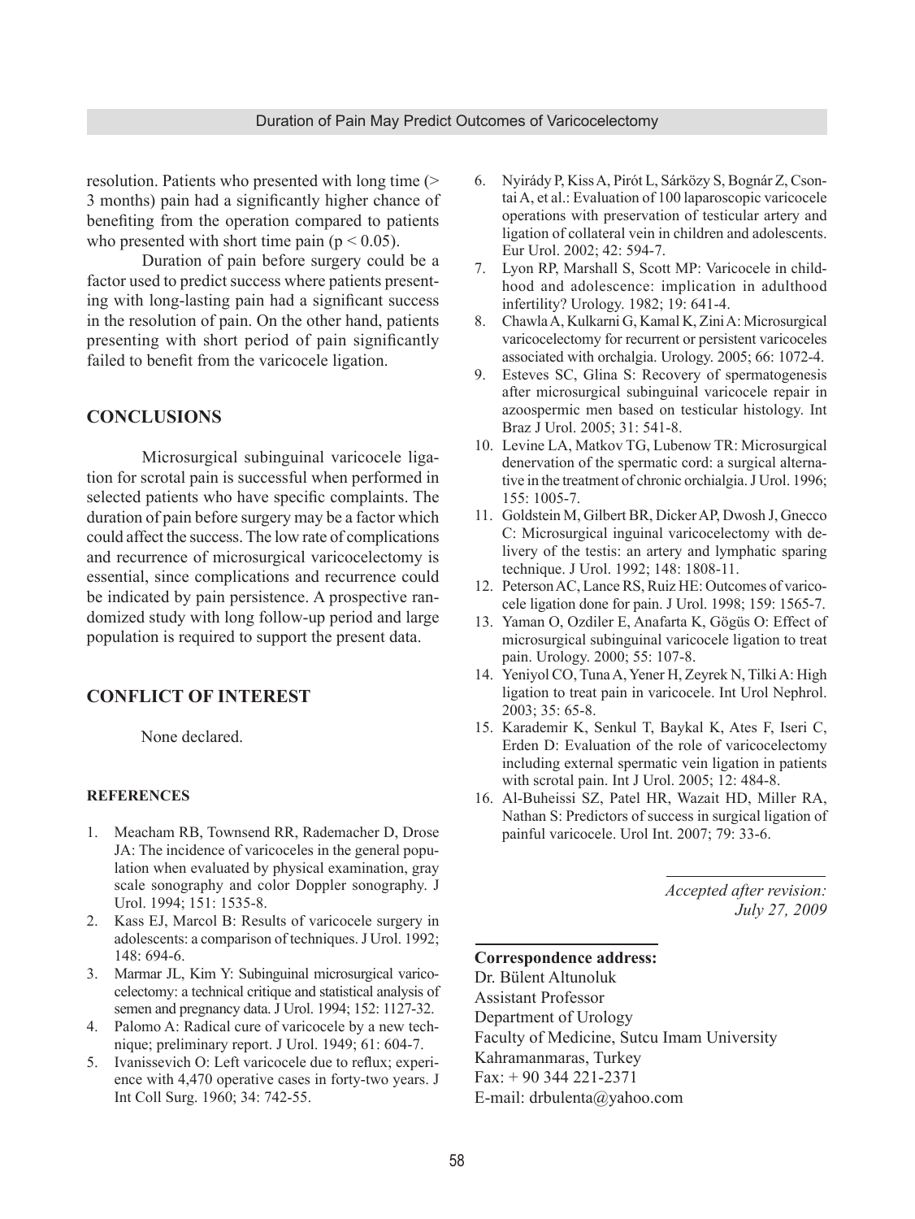resolution. Patients who presented with long time (> 3 months) pain had a significantly higher chance of benefiting from the operation compared to patients who presented with short time pain ($p < 0.05$).

Duration of pain before surgery could be a factor used to predict success where patients presenting with long-lasting pain had a significant success in the resolution of pain. On the other hand, patients presenting with short period of pain significantly failed to benefit from the varicocele ligation.

## CONCLUSIONS

Microsurgical subinguinal varicocele ligation for scrotal pain is successful when performed in selected patients who have specific complaints. The duration of pain before surgery may be a factor which could affect the success. The low rate of complications and recurrence of microsurgical varicocelectomy is essential, since complications and recurrence could be indicated by pain persistence. A prospective randomized study with long follow-up period and large population is required to support the present data.

## CONFLICT OF INTEREST

None declared.

### REFERENCES

1. Meacham RB, Townsend RR, Rademacher D, Drose JA: The incidence of varicoceles in the general population when evaluated by physical examination, gray scale sonography and color Doppler sonography. J Urol. 1994; 151: 1535-8.
2. Kass EJ, Marcol B: Results of varicocele surgery in adolescents: a comparison of techniques. J Urol. 1992; 148: 694-6.
3. Marmar JL, Kim Y: Subinguinal microsurgical varicocelectomy: a technical critique and statistical analysis of semen and pregnancy data. J Urol. 1994; 152: 1127-32.
4. Palomo A: Radical cure of varicocele by a new technique; preliminary report. J Urol. 1949; 61: 604-7.
5. Ivanissevich O: Left varicocele due to reflux; experience with 4,470 operative cases in forty-two years. J Int Coll Surg. 1960; 34: 742-55.
6. Nyirády P, Kiss A, Pirót L, Sárközy S, Bognár Z, Csontai A, et al.: Evaluation of 100 laparoscopic varicocele operations with preservation of testicular artery and ligation of collateral vein in children and adolescents. Eur Urol. 2002; 42: 594-7.
7. Lyon RP, Marshall S, Scott MP: Varicocele in childhood and adolescence: implication in adulthood infertility? Urology. 1982; 19: 641-4.
8. Chawla A, Kulkarni G, Kamal K, Zini A: Microsurgical varicocelectomy for recurrent or persistent varicoceles associated with orchalgia. Urology. 2005; 66: 1072-4.
9. Esteves SC, Glina S: Recovery of spermatogenesis after microsurgical subinguinal varicocele repair in azoospermic men based on testicular histology. Int Braz J Urol. 2005; 31: 541-8.
10. Levine LA, Matkov TG, Lubenow TR: Microsurgical denervation of the spermatic cord: a surgical alternative in the treatment of chronic orchialgia. J Urol. 1996; 155: 1005-7.
11. Goldstein M, Gilbert BR, Dicker AP, Dwosh J, Gnecco C: Microsurgical inguinal varicocelectomy with delivery of the testis: an artery and lymphatic sparing technique. J Urol. 1992; 148: 1808-11.
12. Peterson AC, Lance RS, Ruiz HE: Outcomes of varicocele ligation done for pain. J Urol. 1998; 159: 1565-7.
13. Yaman O, Ozdiler E, Anafarta K, Gögüs O: Effect of microsurgical subinguinal varicocele ligation to treat pain. Urology. 2000; 55: 107-8.
14. Yeniyol CO, Tuna A, Yener H, Zeyrek N, Tilki A: High ligation to treat pain in varicocele. Int Urol Nephrol. 2003; 35: 65-8.
15. Karademir K, Senkul T, Baykal K, Ates F, Iseri C, Erden D: Evaluation of the role of varicocelectomy including external spermatic vein ligation in patients with scrotal pain. Int J Urol. 2005; 12: 484-8.
16. Al-Buheissi SZ, Patel HR, Wazait HD, Miller RA, Nathan S: Predictors of success in surgical ligation of painful varicocele. Urol Int. 2007; 79: 33-6.

*Accepted after revision:*
*July 27, 2009*

**Correspondence address:**
Dr. Bülent Altunoluk
Assistant Professor
Department of Urology
Faculty of Medicine, Sutcu Imam University
Kahramanmaras, Turkey
Fax: + 90 344 221-2371
E-mail: drbulenta@yahoo.com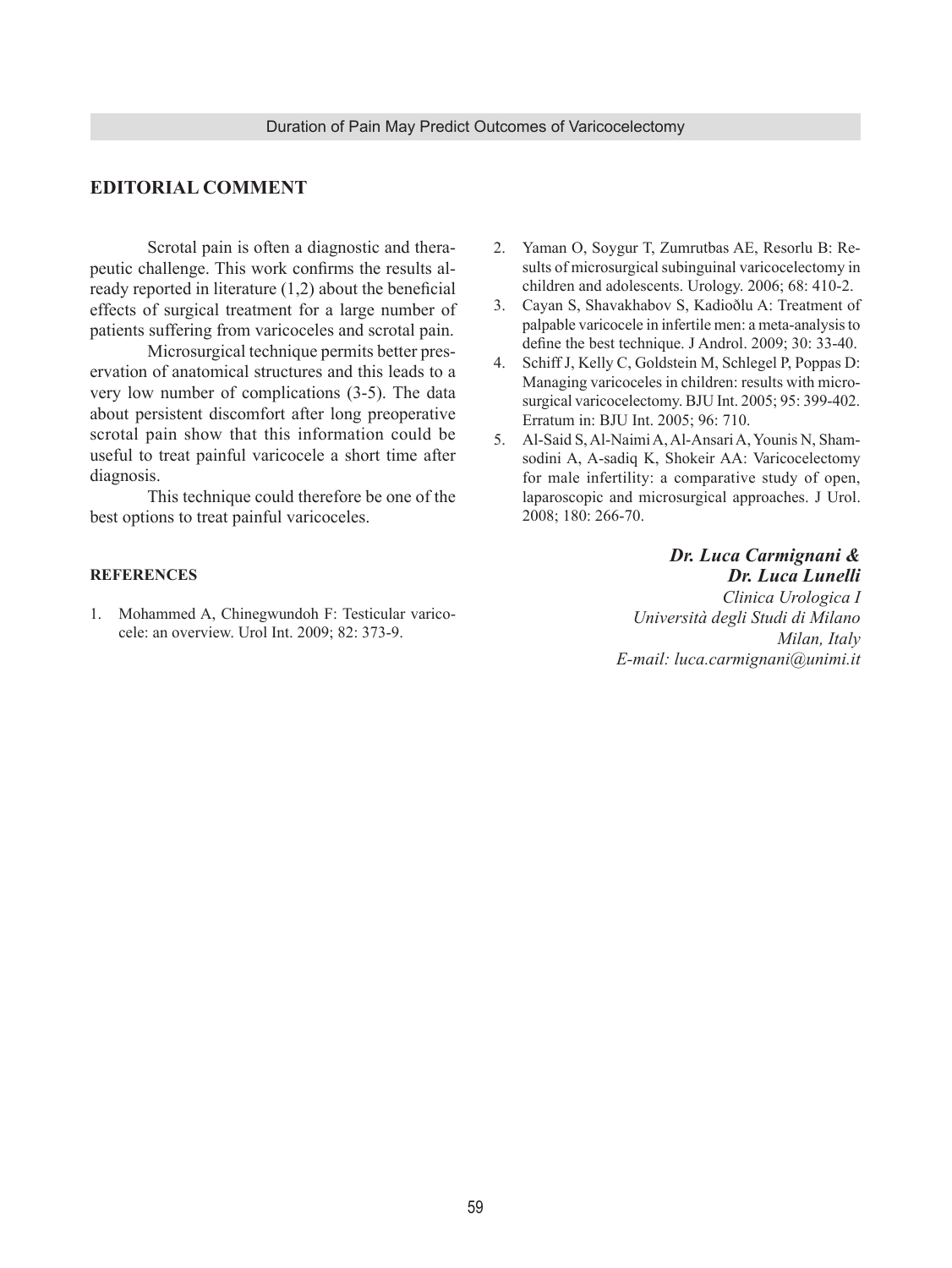## EDITORIAL COMMENT

Scrotal pain is often a diagnostic and therapeutic challenge. This work confirms the results already reported in literature (1,2) about the beneficial effects of surgical treatment for a large number of patients suffering from varicoceles and scrotal pain.

Microsurgical technique permits better preservation of anatomical structures and this leads to a very low number of complications (3-5). The data about persistent discomfort after long preoperative scrotal pain show that this information could be useful to treat painful varicocele a short time after diagnosis.

This technique could therefore be one of the best options to treat painful varicoceles.

### REFERENCES

1. Mohammed A, Chinegwundoh F: Testicular varicocele: an overview. Urol Int. 2009; 82: 373-9.
2. Yaman O, Soygur T, Zumrutbas AE, Resorlu B: Results of microsurgical subinguinal varicocelectomy in children and adolescents. Urology. 2006; 68: 410-2.
3. Cayan S, Shavakhabov S, Kadioðlu A: Treatment of palpable varicocele in infertile men: a meta-analysis to define the best technique. J Androl. 2009; 30: 33-40.
4. Schiff J, Kelly C, Goldstein M, Schlegel P, Poppas D: Managing varicoceles in children: results with microsurgical varicocelectomy. BJU Int. 2005; 95: 399-402. Erratum in: BJU Int. 2005; 96: 710.
5. Al-Said S, Al-Naimi A, Al-Ansari A, Younis N, Shamsodini A, A-sadiq K, Shokeir AA: Varicocelectomy for male infertility: a comparative study of open, laparoscopic and microsurgical approaches. J Urol. 2008; 180: 266-70.

***Dr. Luca Carmignani & Dr. Luca Lunelli***
*Clinica Urologica I*
*Università degli Studi di Milano*
*Milan, Italy*
*E-mail: luca.carmignani@unimi.it*